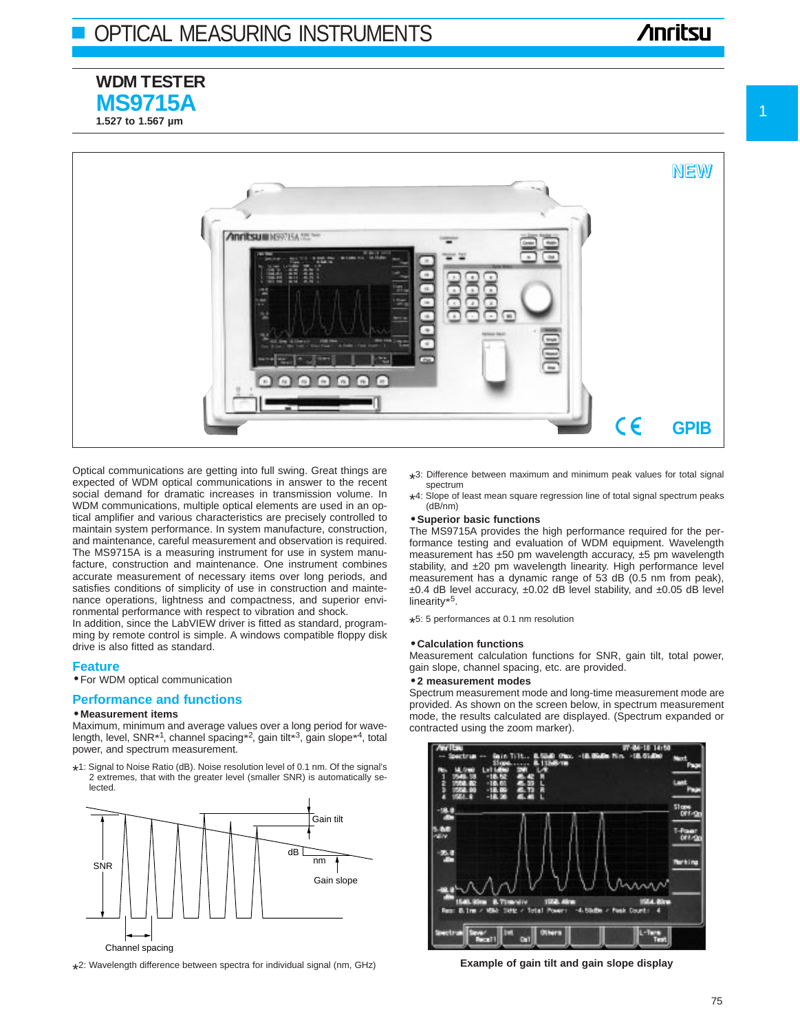# WDM TESTER

## MS9715A

**1.527 to 1.567 µm**

NEW

GPIB

Optical communications are getting into full swing. Great things are expected of WDM optical communications in answer to the recent social demand for dramatic increases in transmission volume. In WDM communications, multiple optical elements are used in an optical amplifier and various characteristics are precisely controlled to maintain system performance. In system manufacture, construction, and maintenance, careful measurement and observation is required. The MS9715A is a measuring instrument for use in system manufacture, construction and maintenance. One instrument combines accurate measurement of necessary items over long periods, and satisfies conditions of simplicity of use in construction and maintenance operations, lightness and compactness, and superior environmental performance with respect to vibration and shock.
In addition, since the LabVIEW driver is fitted as standard, programming by remote control is simple. A windows compatible floppy disk drive is also fitted as standard.

## Feature

- For WDM optical communication

## Performance and functions

- **Measurement items**

Maximum, minimum and average values over a long period for wavelength, level, SNR*1, channel spacing*2, gain tilt*3, gain slope*4, total power, and spectrum measurement.

*1: Signal to Noise Ratio (dB). Noise resolution level of 0.1 nm. Of the signal's 2 extremes, that with the greater level (smaller SNR) is automatically selected.

Gain tilt
dB
nm
Gain slope
SNR
Channel spacing

*2: Wavelength difference between spectra for individual signal (nm, GHz)

*3: Difference between maximum and minimum peak values for total signal spectrum

*4: Slope of least mean square regression line of total signal spectrum peaks (dB/nm)

- **Superior basic functions**

The MS9715A provides the high performance required for the performance testing and evaluation of WDM equipment. Wavelength measurement has ±50 pm wavelength accuracy, ±5 pm wavelength stability, and ±20 pm wavelength linearity. High performance level measurement has a dynamic range of 53 dB (0.5 nm from peak), ±0.4 dB level accuracy, ±0.02 dB level stability, and ±0.05 dB level linearity*5.

*5: 5 performances at 0.1 nm resolution

- **Calculation functions**

Measurement calculation functions for SNR, gain tilt, total power, gain slope, channel spacing, etc. are provided.

- **2 measurement modes**

Spectrum measurement mode and long-time measurement mode are provided. As shown on the screen below, in spectrum measurement mode, the results calculated are displayed. (Spectrum expanded or contracted using the zoom marker).

**Example of gain tilt and gain slope display**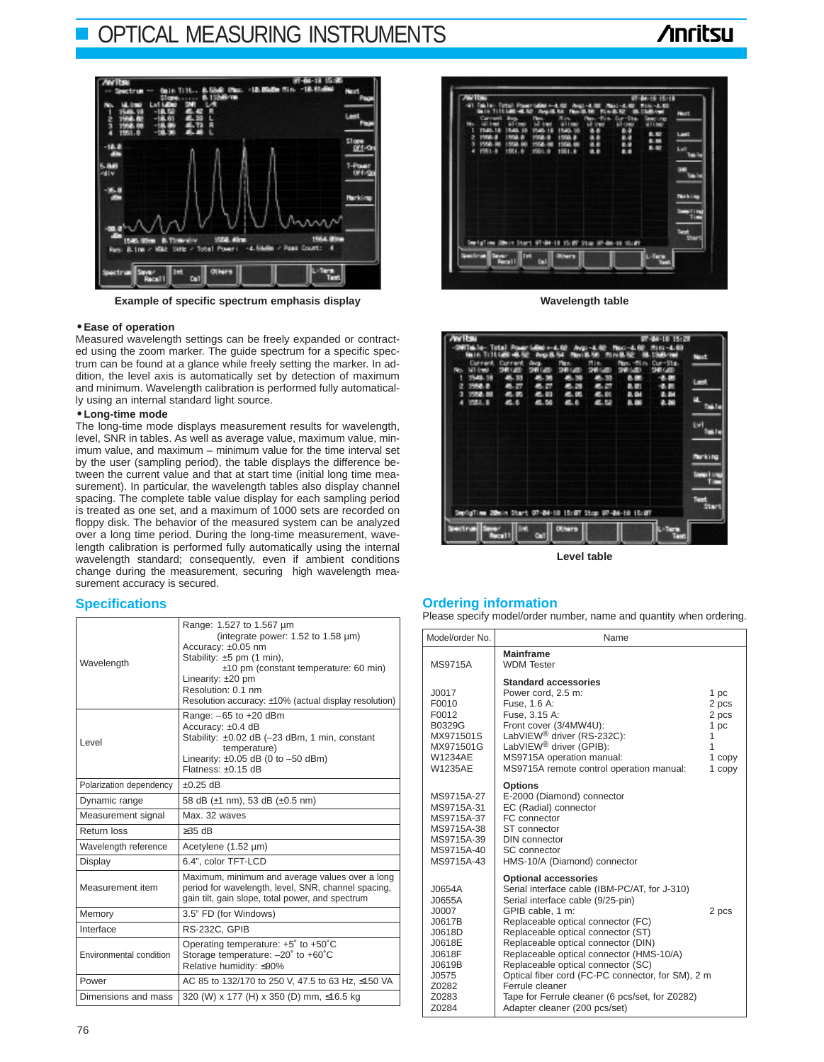# OPTICAL MEASURING INSTRUMENTS

Example of specific spectrum emphasis display

Wavelength table

Level table

- **Ease of operation**

Measured wavelength settings can be freely expanded or contracted using the zoom marker. The guide spectrum for a specific spectrum can be found at a glance while freely setting the marker. In addition, the level axis is automatically set by detection of maximum and minimum. Wavelength calibration is performed fully automatically using an internal standard light source.

- **Long-time mode**

The long-time mode displays measurement results for wavelength, level, SNR in tables. As well as average value, maximum value, minimum value, and maximum – minimum value for the time interval set by the user (sampling period), the table displays the difference between the current value and that at start time (initial long time measurement). In particular, the wavelength tables also display channel spacing. The complete table value display for each sampling period is treated as one set, and a maximum of 1000 sets are recorded on floppy disk. The behavior of the measured system can be analyzed over a long time period. During the long-time measurement, wavelength calibration is performed fully automatically using the internal wavelength standard; consequently, even if ambient conditions change during the measurement, securing high wavelength measurement accuracy is secured.

## Specifications

| | |
|---|---|
| Wavelength | Range: 1.527 to 1.567 µm<br>(integrate power: 1.52 to 1.58 µm)<br>Accuracy: ±0.05 nm<br>Stability: ±5 pm (1 min),<br>±10 pm (constant temperature: 60 min)<br>Linearity: ±20 pm<br>Resolution: 0.1 nm<br>Resolution accuracy: ±10% (actual display resolution) |
| Level | Range: –65 to +20 dBm<br>Accuracy: ±0.4 dB<br>Stability: ±0.02 dB (–23 dBm, 1 min, constant temperature)<br>Linearity: ±0.05 dB (0 to –50 dBm)<br>Flatness: ±0.15 dB |
| Polarization dependency | ±0.25 dB |
| Dynamic range | 58 dB (±1 nm), 53 dB (±0.5 nm) |
| Measurement signal | Max. 32 waves |
| Return loss | ≥35 dB |
| Wavelength reference | Acetylene (1.52 µm) |
| Display | 6.4", color TFT-LCD |
| Measurement item | Maximum, minimum and average values over a long period for wavelength, level, SNR, channel spacing, gain tilt, gain slope, total power, and spectrum |
| Memory | 3.5" FD (for Windows) |
| Interface | RS-232C, GPIB |
| Environmental condition | Operating temperature: +5˚ to +50˚C<br>Storage temperature: –20˚ to +60˚C<br>Relative humidity: ≤90% |
| Power | AC 85 to 132/170 to 250 V, 47.5 to 63 Hz, ≤150 VA |
| Dimensions and mass | 320 (W) x 177 (H) x 350 (D) mm, ≤16.5 kg |

## Ordering information

Please specify model/order number, name and quantity when ordering.

| Model/order No. | Name | |
|---|---|---|
| | **Mainframe** | |
| MS9715A | WDM Tester | |
| | **Standard accessories** | |
| J0017 | Power cord, 2.5 m: | 1 pc |
| F0010 | Fuse, 1.6 A: | 2 pcs |
| F0012 | Fuse, 3.15 A: | 2 pcs |
| B0329G | Front cover (3/4MW4U): | 1 pc |
| MX971501S | LabVIEW® driver (RS-232C): | 1 |
| MX971501G | LabVIEW® driver (GPIB): | 1 |
| W1234AE | MS9715A operation manual: | 1 copy |
| W1235AE | MS9715A remote control operation manual: | 1 copy |
| | **Options** | |
| MS9715A-27 | E-2000 (Diamond) connector | |
| MS9715A-31 | EC (Radial) connector | |
| MS9715A-37 | FC connector | |
| MS9715A-38 | ST connector | |
| MS9715A-39 | DIN connector | |
| MS9715A-40 | SC connector | |
| MS9715A-43 | HMS-10/A (Diamond) connector | |
| | **Optional accessories** | |
| J0654A | Serial interface cable (IBM-PC/AT, for J-310) | |
| J0655A | Serial interface cable (9/25-pin) | |
| J0007 | GPIB cable, 1 m: | 2 pcs |
| J0617B | Replaceable optical connector (FC) | |
| J0618D | Replaceable optical connector (ST) | |
| J0618E | Replaceable optical connector (DIN) | |
| J0618F | Replaceable optical connector (HMS-10/A) | |
| J0619B | Replaceable optical connector (SC) | |
| J0575 | Optical fiber cord (FC-PC connector, for SM), 2 m | |
| Z0282 | Ferrule cleaner | |
| Z0283 | Tape for Ferrule cleaner (6 pcs/set, for Z0282) | |
| Z0284 | Adapter cleaner (200 pcs/set) | |